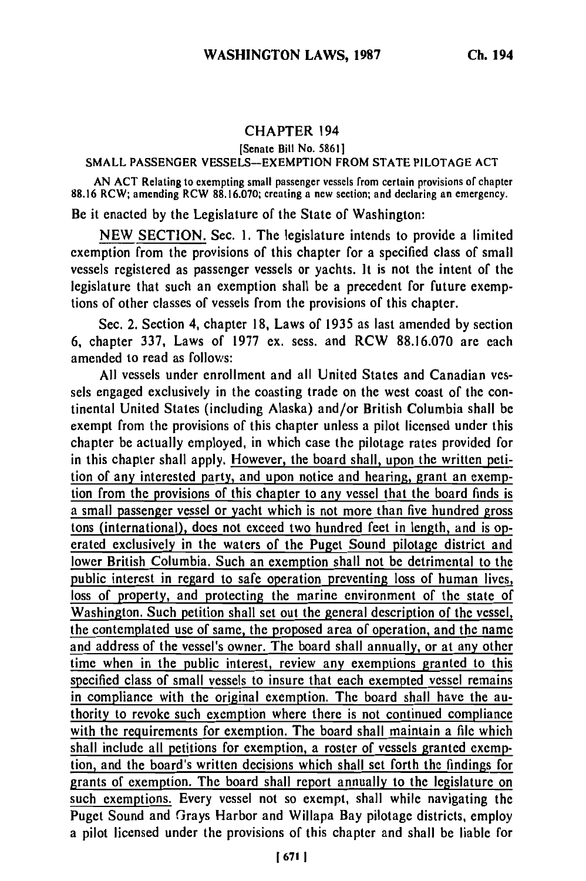# CHAPTER 194

[Senate Bill No. 5861]

SMALL PASSENGER VESSELS—EXEMPTION FROM STATE PILOTAGE ACT

AN ACT Relating to exempting small passenger vessels from certain provisions of chapter 88.16 RCW; amending RCW 88.16.070; creating a new section; and declaring an emergency.

Be it enacted by the Legislature of the State of Washington:

NEW SECTION. Sec. 1. The legislature intends to provide a limited exemption from the provisions of this chapter for a specified class of small vessels registered as passenger vessels or yachts. It is not the intent of the legislature that such an exemption shall be a precedent for future exemptions of other classes of vessels from the provisions of this chapter.

Sec. 2. Section 4, chapter 18, Laws of 1935 as last amended by section 6, chapter 337, Laws of 1977 ex. sess. and RCW 88.16.070 are each amended to read as follows:

All vessels under enrollment and all United States and Canadian vessels engaged exclusively in the coasting trade on the west coast of the continental United States (including Alaska) and/or British Columbia shall be exempt from the provisions of this chapter unless a pilot licensed under this chapter be actually employed, in which case the pilotage rates provided for in this chapter shall apply. However, the board shall, upon the written petition of any interested party, and upon notice and hearing, grant an exemption from the provisions of this chapter to any vessel that the board finds is a small passenger vessel or yacht which is not more than five hundred gross tons (international), does not exceed two hundred feet in length, and is operated exclusively in the waters of the Puget Sound pilotage district and lower British Columbia. Such an exemption shall not be detrimental to the public interest in regard to safe operation preventing loss of human lives, loss of property, and protecting the marine environment of the state of Washington. Such petition shall set out the general description of the vessel, the contemplated use of same, the proposed area of operation, and the name and address of the vessel's owner. The board shall annually, or at any other time when in the public interest, review any exemptions granted to this specified class of small vessels to insure that each exempted vessel remains in compliance with the original exemption. The board shall have the authority to revoke such exemption where there is not continued compliance with the requirements for exemption. The board shall maintain a file which shall include all petitions for exemption, a roster of vessels granted exemption, and the board's written decisions which shall set forth the findings for grants of exemption. The board shall report annually to the legislature on such exemptions. Every vessel not so exempt, shall while navigating the Puget Sound and Grays Harbor and Willapa Bay pilotage districts, employ a pilot licensed under the provisions of this chapter and shall be liable for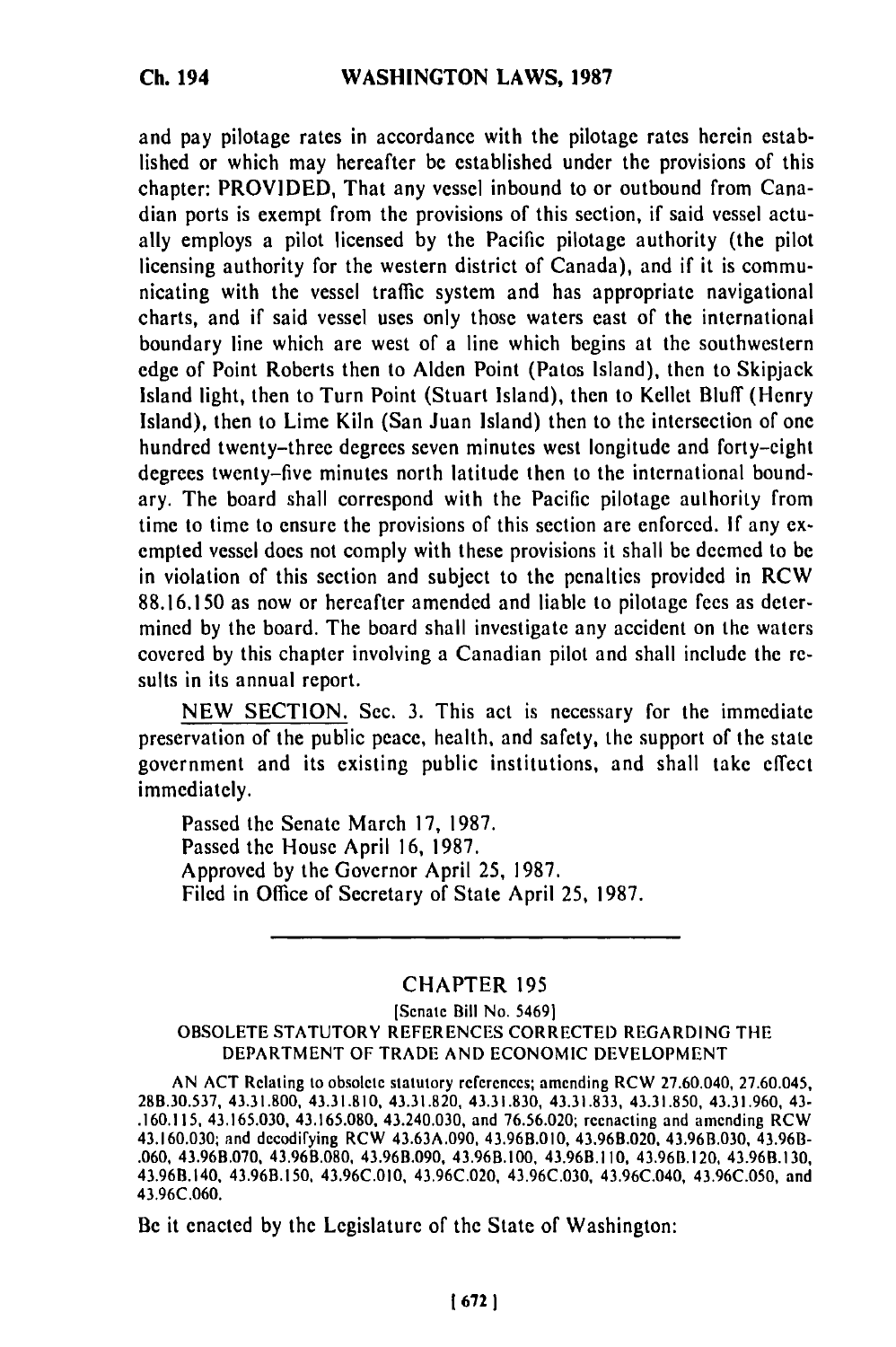and pay pilotage rates in accordance with the pilotage rates herein established or which may hereafter be established under the provisions of this chapter: PROVIDED, That any vessel inbound to or outbound from Canadian ports is exempt from the provisions of this section, if said vessel actually employs a pilot licensed by the Pacific pilotage authority (the pilot licensing authority for the western district of Canada), and if it is communicating with the vessel traffic system and has appropriate navigational charts, and if said vessel uses only those waters east of the international boundary line which are west of a line which begins at the southwestern edge of Point Roberts then to Alden Point (Patos Island), then to Skipjack Island light, then to Turn Point (Stuart Island), then to Kellet Bluff (Henry Island), then to Lime Kiln (San Juan Island) then to the intersection of one hundred twenty-three degrees seven minutes west longitude and forty-eight degrees twenty-five minutes north latitude then to the international boundary. The board shall correspond with the Pacific pilotage authority from time to time to ensure the provisions of this section are enforced. If any exempted vessel does not comply with these provisions it shall be deemed to be in violation of this section and subject to the penalties provided in RCW 88.16.150 as now or hereafter amended and liable to pilotage fees as determined by the board. The board shall investigate any accident on the waters covered by this chapter involving a Canadian pilot and shall include the results in its annual report.

NEW SECTION. Sec. 3. This act is necessary for the immediate preservation of the public peace, health, and safety, the support of the state government and its existing public institutions, and shall take effect immediately.

Passed the Senate March 17, 1987.
Passed the House April 16, 1987.
Approved by the Governor April 25, 1987.
Filed in Office of Secretary of State April 25, 1987.

---

## CHAPTER 195

[Senate Bill No. 5469]

### OBSOLETE STATUTORY REFERENCES CORRECTED REGARDING THE DEPARTMENT OF TRADE AND ECONOMIC DEVELOPMENT

AN ACT Relating to obsolete statutory references; amending RCW 27.60.040, 27.60.045, 28B.30.537, 43.31.800, 43.31.810, 43.31.820, 43.31.830, 43.31.833, 43.31.850, 43.31.960, 43.160.115, 43.165.030, 43.165.080, 43.240.030, and 76.56.020; reenacting and amending RCW 43.160.030; and decodifying RCW 43.63A.090, 43.96B.010, 43.96B.020, 43.96B.030, 43.96B.060, 43.96B.070, 43.96B.080, 43.96B.090, 43.96B.100, 43.96B.110, 43.96B.120, 43.96B.130, 43.96B.140, 43.96B.150, 43.96C.010, 43.96C.020, 43.96C.030, 43.96C.040, 43.96C.050, and 43.96C.060.

Be it enacted by the Legislature of the State of Washington: